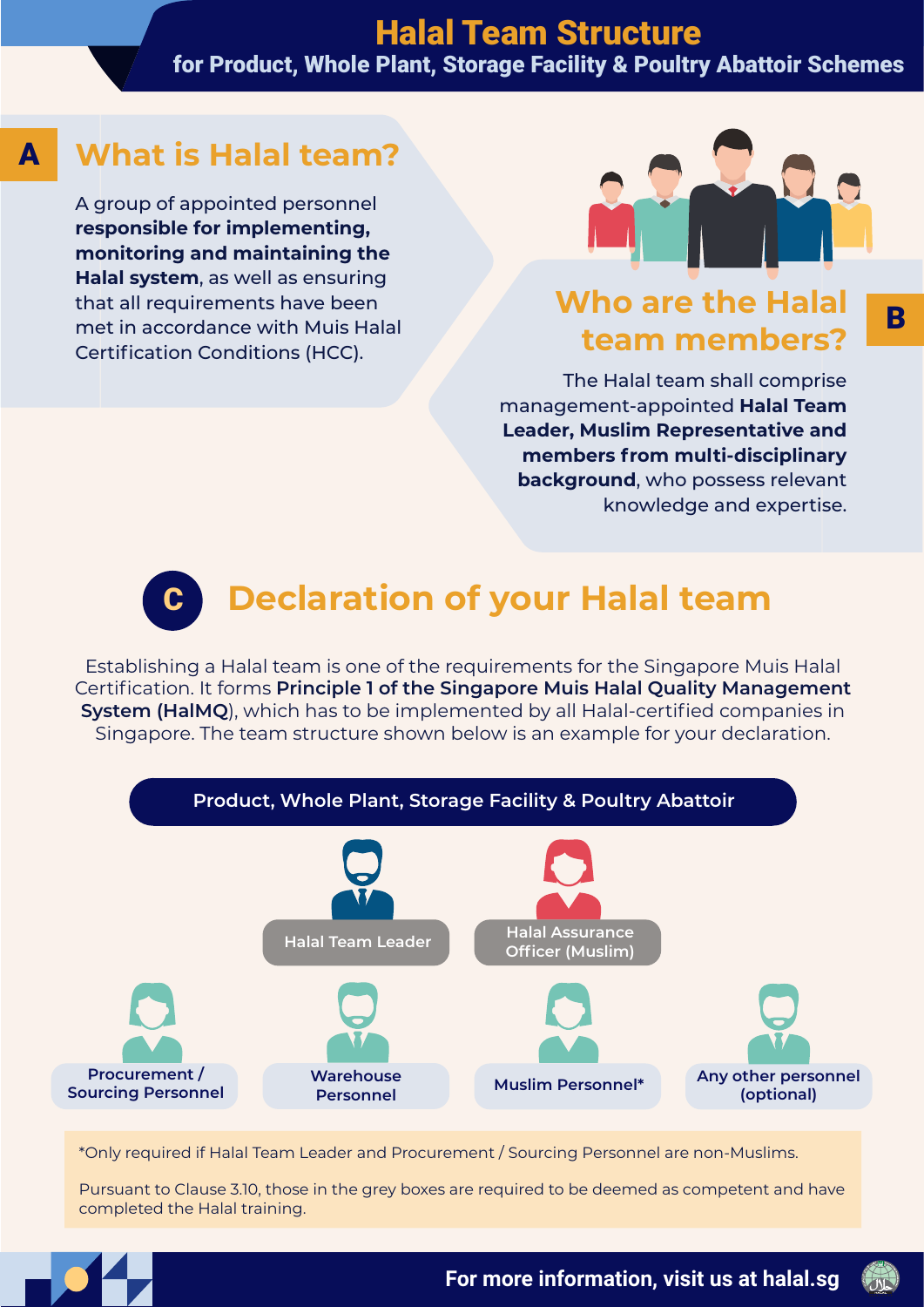# Halal Team Structure

## for Product, Whole Plant, Storage Facility & Poultry Abattoir Schemes

## A What is Halal team?

A group of appointed personnel **responsible for implementing, monitoring and maintaining the Halal system**, as well as ensuring that all requirements have been met in accordance with Muis Halal Certification Conditions (HCC).

## B Who are the Halal team members?

The Halal team shall comprise management-appointed **Halal Team Leader, Muslim Representative and members from multi-disciplinary background**, who possess relevant knowledge and expertise.

## C Declaration of your Halal team

Establishing a Halal team is one of the requirements for the Singapore Muis Halal Certification. It forms **Principle 1 of the Singapore Muis Halal Quality Management System (HalMQ)**, which has to be implemented by all Halal-certified companies in Singapore. The team structure shown below is an example for your declaration.

**Product, Whole Plant, Storage Facility & Poultry Abattoir**

- Halal Team Leader
- Halal Assurance Officer (Muslim)
- Procurement / Sourcing Personnel
- Warehouse Personnel
- Muslim Personnel*
- Any other personnel (optional)

*Only required if Halal Team Leader and Procurement / Sourcing Personnel are non-Muslims.

Pursuant to Clause 3.10, those in the grey boxes are required to be deemed as competent and have completed the Halal training.

For more information, visit us at halal.sg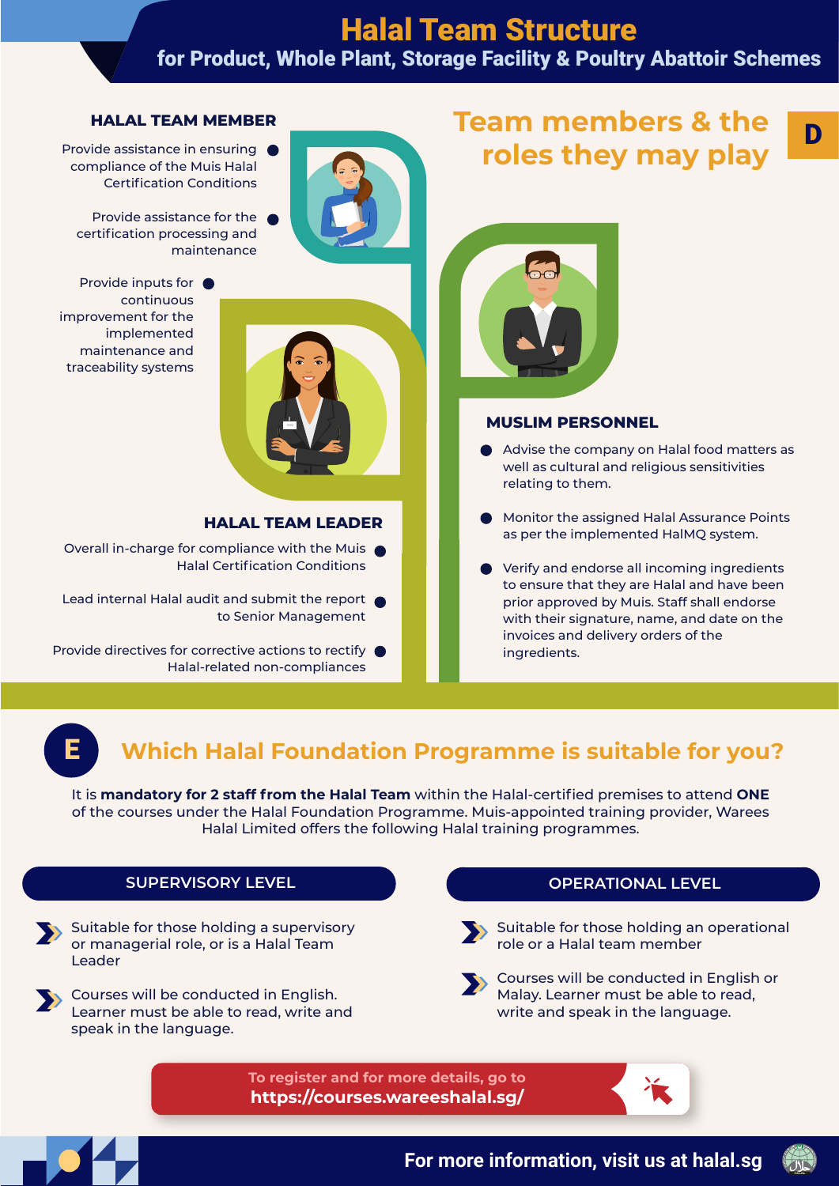# Halal Team Structure

## for Product, Whole Plant, Storage Facility & Poultry Abattoir Schemes

## D Team members & the roles they may play

### HALAL TEAM MEMBER

- Provide assistance in ensuring compliance of the Muis Halal Certification Conditions
- Provide assistance for the certification processing and maintenance
- Provide inputs for continuous improvement for the implemented maintenance and traceability systems

### HALAL TEAM LEADER

- Overall in-charge for compliance with the Muis Halal Certification Conditions
- Lead internal Halal audit and submit the report to Senior Management
- Provide directives for corrective actions to rectify Halal-related non-compliances

### MUSLIM PERSONNEL

- Advise the company on Halal food matters as well as cultural and religious sensitivities relating to them.
- Monitor the assigned Halal Assurance Points as per the implemented HalMQ system.
- Verify and endorse all incoming ingredients to ensure that they are Halal and have been prior approved by Muis. Staff shall endorse with their signature, name, and date on the invoices and delivery orders of the ingredients.

## E Which Halal Foundation Programme is suitable for you?

It is **mandatory for 2 staff from the Halal Team** within the Halal-certified premises to attend **ONE** of the courses under the Halal Foundation Programme. Muis-appointed training provider, Warees Halal Limited offers the following Halal training programmes.

### SUPERVISORY LEVEL

- Suitable for those holding a supervisory or managerial role, or is a Halal Team Leader
- Courses will be conducted in English. Learner must be able to read, write and speak in the language.

### OPERATIONAL LEVEL

- Suitable for those holding an operational role or a Halal team member
- Courses will be conducted in English or Malay. Learner must be able to read, write and speak in the language.

To register and for more details, go to
**https://courses.wareeshalal.sg/**

For more information, visit us at halal.sg